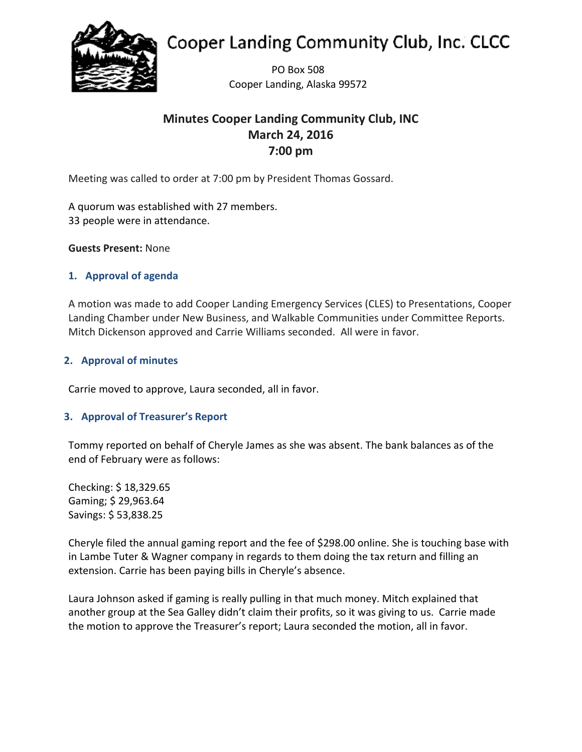# Cooper Landing Community Club, Inc. CLCC

PO Box 508
Cooper Landing, Alaska 99572

## Minutes Cooper Landing Community Club, INC
## March 24, 2016
## 7:00 pm

Meeting was called to order at 7:00 pm by President Thomas Gossard.

A quorum was established with 27 members.
33 people were in attendance.

**Guests Present:** None

### 1. Approval of agenda

A motion was made to add Cooper Landing Emergency Services (CLES) to Presentations, Cooper Landing Chamber under New Business, and Walkable Communities under Committee Reports. Mitch Dickenson approved and Carrie Williams seconded. All were in favor.

### 2. Approval of minutes

Carrie moved to approve, Laura seconded, all in favor.

### 3. Approval of Treasurer's Report

Tommy reported on behalf of Cheryle James as she was absent. The bank balances as of the end of February were as follows:

Checking: $ 18,329.65
Gaming; $ 29,963.64
Savings: $ 53,838.25

Cheryle filed the annual gaming report and the fee of $298.00 online. She is touching base with in Lambe Tuter & Wagner company in regards to them doing the tax return and filling an extension. Carrie has been paying bills in Cheryle's absence.

Laura Johnson asked if gaming is really pulling in that much money. Mitch explained that another group at the Sea Galley didn't claim their profits, so it was giving to us. Carrie made the motion to approve the Treasurer's report; Laura seconded the motion, all in favor.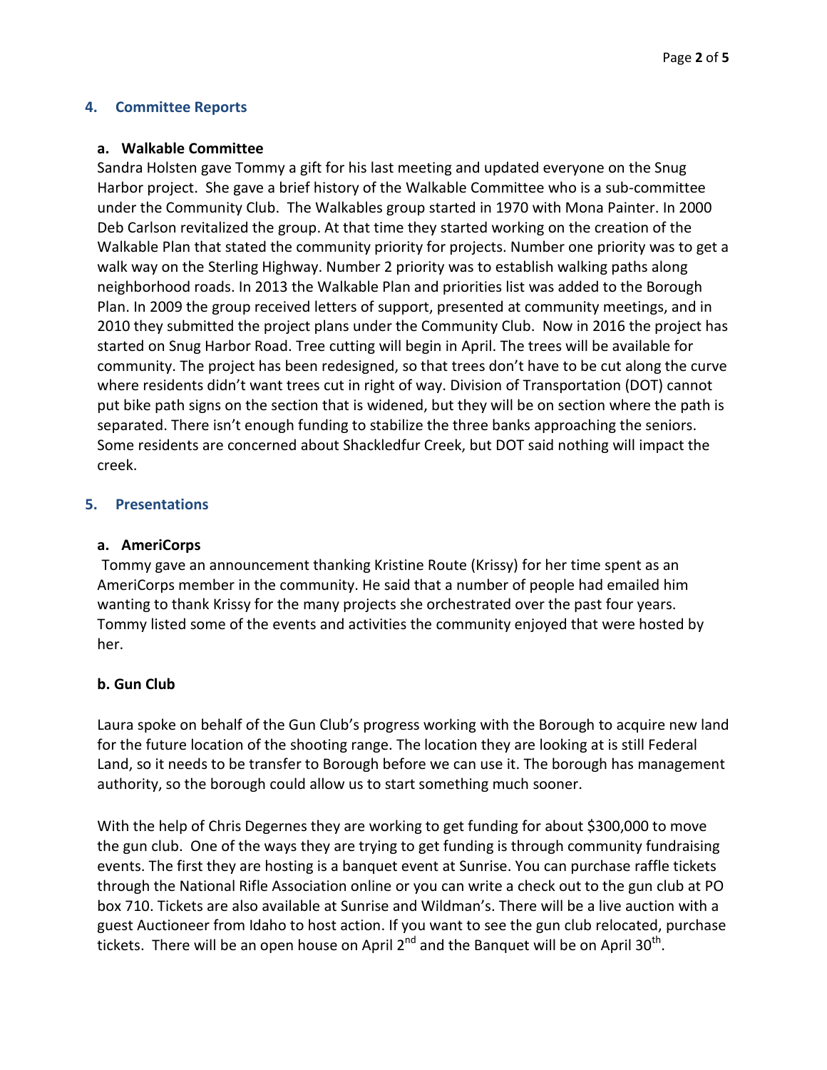## 4. Committee Reports

### a. Walkable Committee

Sandra Holsten gave Tommy a gift for his last meeting and updated everyone on the Snug Harbor project. She gave a brief history of the Walkable Committee who is a sub-committee under the Community Club. The Walkables group started in 1970 with Mona Painter. In 2000 Deb Carlson revitalized the group. At that time they started working on the creation of the Walkable Plan that stated the community priority for projects. Number one priority was to get a walk way on the Sterling Highway. Number 2 priority was to establish walking paths along neighborhood roads. In 2013 the Walkable Plan and priorities list was added to the Borough Plan. In 2009 the group received letters of support, presented at community meetings, and in 2010 they submitted the project plans under the Community Club. Now in 2016 the project has started on Snug Harbor Road. Tree cutting will begin in April. The trees will be available for community. The project has been redesigned, so that trees don't have to be cut along the curve where residents didn't want trees cut in right of way. Division of Transportation (DOT) cannot put bike path signs on the section that is widened, but they will be on section where the path is separated. There isn't enough funding to stabilize the three banks approaching the seniors. Some residents are concerned about Shackledfur Creek, but DOT said nothing will impact the creek.

## 5. Presentations

### a. AmeriCorps

Tommy gave an announcement thanking Kristine Route (Krissy) for her time spent as an AmeriCorps member in the community. He said that a number of people had emailed him wanting to thank Krissy for the many projects she orchestrated over the past four years. Tommy listed some of the events and activities the community enjoyed that were hosted by her.

### b. Gun Club

Laura spoke on behalf of the Gun Club's progress working with the Borough to acquire new land for the future location of the shooting range. The location they are looking at is still Federal Land, so it needs to be transfer to Borough before we can use it. The borough has management authority, so the borough could allow us to start something much sooner.

With the help of Chris Degernes they are working to get funding for about $300,000 to move the gun club. One of the ways they are trying to get funding is through community fundraising events. The first they are hosting is a banquet event at Sunrise. You can purchase raffle tickets through the National Rifle Association online or you can write a check out to the gun club at PO box 710. Tickets are also available at Sunrise and Wildman's. There will be a live auction with a guest Auctioneer from Idaho to host action. If you want to see the gun club relocated, purchase tickets. There will be an open house on April 2nd and the Banquet will be on April 30th.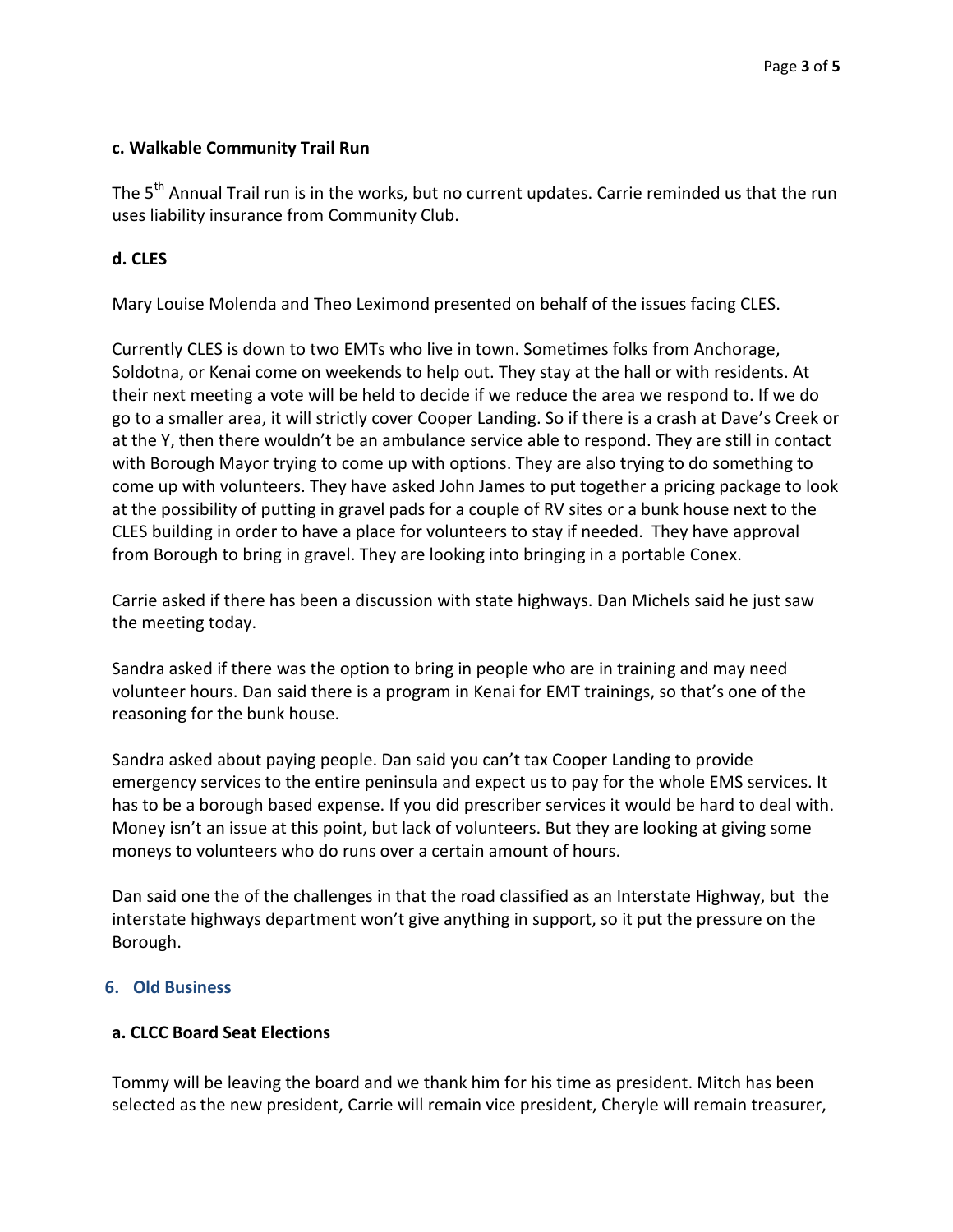### c. Walkable Community Trail Run

The 5th Annual Trail run is in the works, but no current updates. Carrie reminded us that the run uses liability insurance from Community Club.

### d. CLES

Mary Louise Molenda and Theo Leximond presented on behalf of the issues facing CLES.

Currently CLES is down to two EMTs who live in town. Sometimes folks from Anchorage, Soldotna, or Kenai come on weekends to help out. They stay at the hall or with residents. At their next meeting a vote will be held to decide if we reduce the area we respond to. If we do go to a smaller area, it will strictly cover Cooper Landing. So if there is a crash at Dave's Creek or at the Y, then there wouldn't be an ambulance service able to respond. They are still in contact with Borough Mayor trying to come up with options. They are also trying to do something to come up with volunteers. They have asked John James to put together a pricing package to look at the possibility of putting in gravel pads for a couple of RV sites or a bunk house next to the CLES building in order to have a place for volunteers to stay if needed. They have approval from Borough to bring in gravel. They are looking into bringing in a portable Conex.

Carrie asked if there has been a discussion with state highways. Dan Michels said he just saw the meeting today.

Sandra asked if there was the option to bring in people who are in training and may need volunteer hours. Dan said there is a program in Kenai for EMT trainings, so that's one of the reasoning for the bunk house.

Sandra asked about paying people. Dan said you can't tax Cooper Landing to provide emergency services to the entire peninsula and expect us to pay for the whole EMS services. It has to be a borough based expense. If you did prescriber services it would be hard to deal with. Money isn't an issue at this point, but lack of volunteers. But they are looking at giving some moneys to volunteers who do runs over a certain amount of hours.

Dan said one the of the challenges in that the road classified as an Interstate Highway, but the interstate highways department won't give anything in support, so it put the pressure on the Borough.

## 6. Old Business

### a. CLCC Board Seat Elections

Tommy will be leaving the board and we thank him for his time as president. Mitch has been selected as the new president, Carrie will remain vice president, Cheryle will remain treasurer,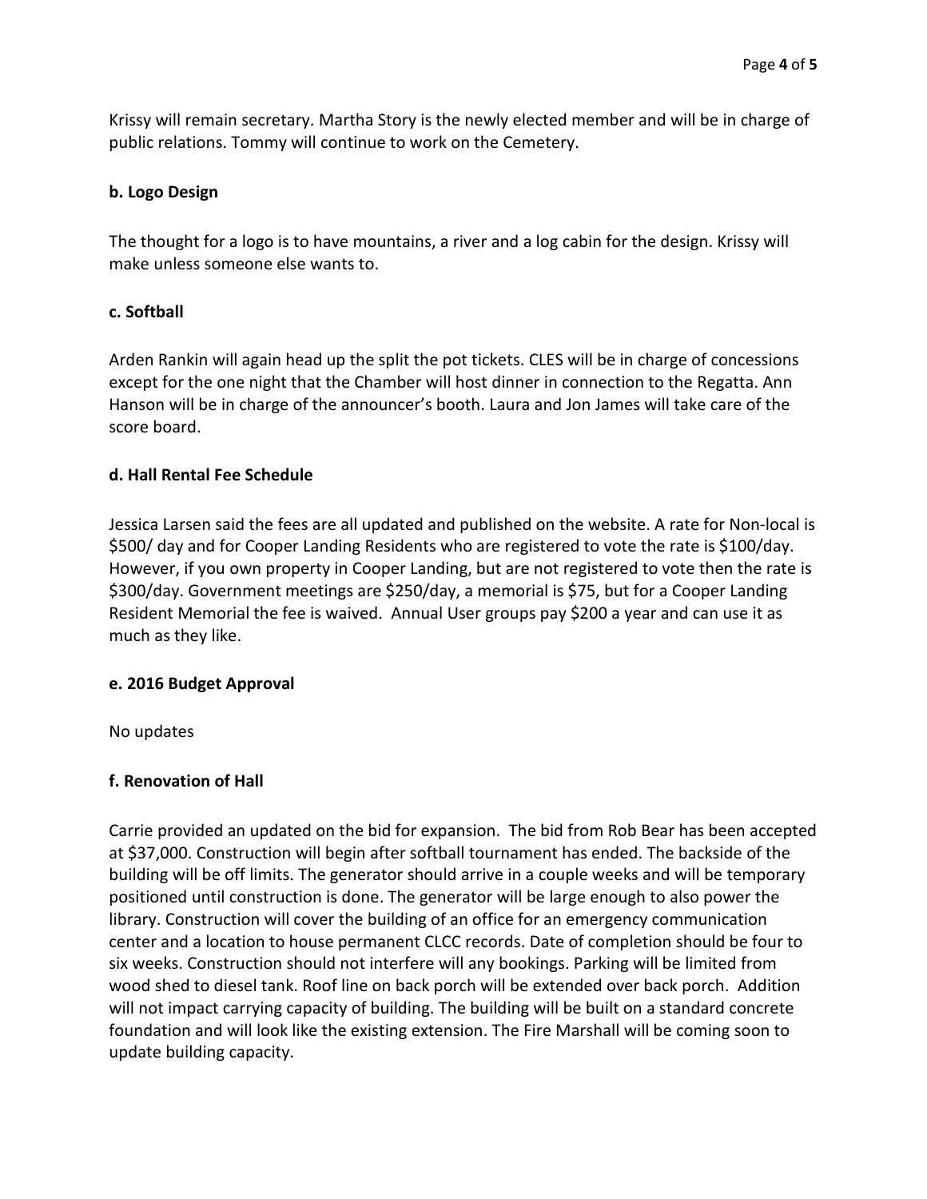Krissy will remain secretary. Martha Story is the newly elected member and will be in charge of public relations. Tommy will continue to work on the Cemetery.

**b. Logo Design**

The thought for a logo is to have mountains, a river and a log cabin for the design. Krissy will make unless someone else wants to.

**c. Softball**

Arden Rankin will again head up the split the pot tickets. CLES will be in charge of concessions except for the one night that the Chamber will host dinner in connection to the Regatta. Ann Hanson will be in charge of the announcer's booth. Laura and Jon James will take care of the score board.

**d. Hall Rental Fee Schedule**

Jessica Larsen said the fees are all updated and published on the website. A rate for Non-local is $500/ day and for Cooper Landing Residents who are registered to vote the rate is $100/day. However, if you own property in Cooper Landing, but are not registered to vote then the rate is $300/day. Government meetings are $250/day, a memorial is $75, but for a Cooper Landing Resident Memorial the fee is waived. Annual User groups pay $200 a year and can use it as much as they like.

**e. 2016 Budget Approval**

No updates

**f. Renovation of Hall**

Carrie provided an updated on the bid for expansion. The bid from Rob Bear has been accepted at $37,000. Construction will begin after softball tournament has ended. The backside of the building will be off limits. The generator should arrive in a couple weeks and will be temporary positioned until construction is done. The generator will be large enough to also power the library. Construction will cover the building of an office for an emergency communication center and a location to house permanent CLCC records. Date of completion should be four to six weeks. Construction should not interfere will any bookings. Parking will be limited from wood shed to diesel tank. Roof line on back porch will be extended over back porch. Addition will not impact carrying capacity of building. The building will be built on a standard concrete foundation and will look like the existing extension. The Fire Marshall will be coming soon to update building capacity.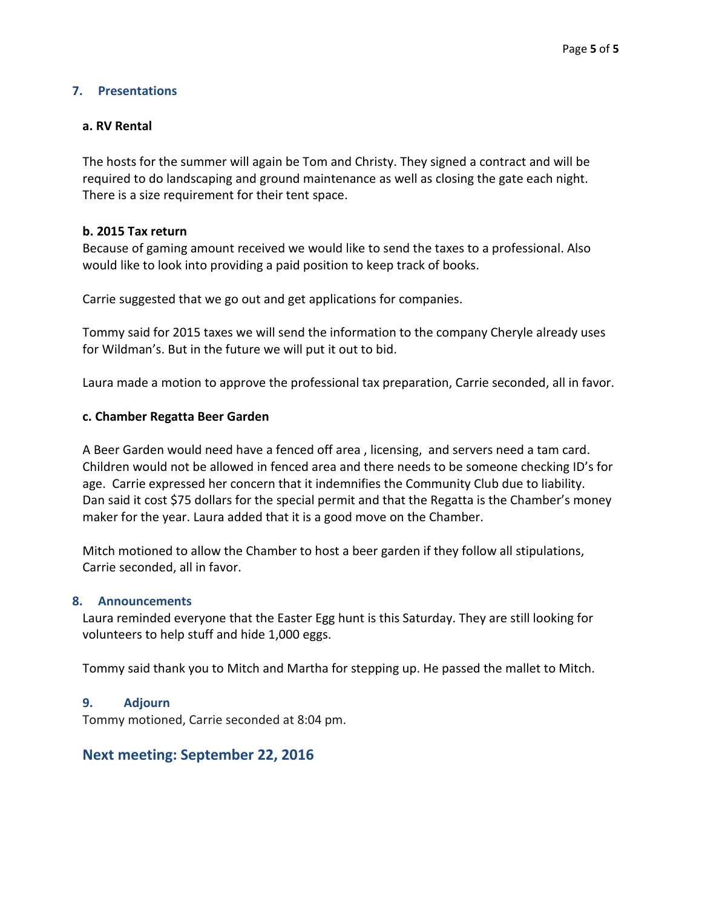## 7. Presentations

### a. RV Rental

The hosts for the summer will again be Tom and Christy. They signed a contract and will be required to do landscaping and ground maintenance as well as closing the gate each night. There is a size requirement for their tent space.

### b. 2015 Tax return

Because of gaming amount received we would like to send the taxes to a professional. Also would like to look into providing a paid position to keep track of books.

Carrie suggested that we go out and get applications for companies.

Tommy said for 2015 taxes we will send the information to the company Cheryle already uses for Wildman's. But in the future we will put it out to bid.

Laura made a motion to approve the professional tax preparation, Carrie seconded, all in favor.

### c. Chamber Regatta Beer Garden

A Beer Garden would need have a fenced off area , licensing,  and servers need a tam card. Children would not be allowed in fenced area and there needs to be someone checking ID's for age.  Carrie expressed her concern that it indemnifies the Community Club due to liability. Dan said it cost $75 dollars for the special permit and that the Regatta is the Chamber's money maker for the year. Laura added that it is a good move on the Chamber.

Mitch motioned to allow the Chamber to host a beer garden if they follow all stipulations, Carrie seconded, all in favor.

## 8. Announcements

Laura reminded everyone that the Easter Egg hunt is this Saturday. They are still looking for volunteers to help stuff and hide 1,000 eggs.

Tommy said thank you to Mitch and Martha for stepping up. He passed the mallet to Mitch.

## 9. Adjourn

Tommy motioned, Carrie seconded at 8:04 pm.

## Next meeting: September 22, 2016